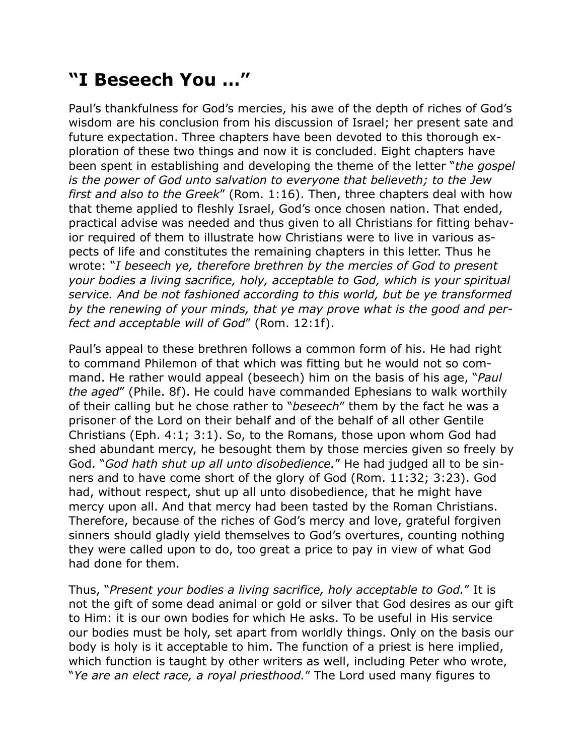# “I Beseech You …”

Paul’s thankfulness for God’s mercies, his awe of the depth of riches of God’s wisdom are his conclusion from his discussion of Israel; her present sate and future expectation. Three chapters have been devoted to this thorough exploration of these two things and now it is concluded. Eight chapters have been spent in establishing and developing the theme of the letter “*the gospel is the power of God unto salvation to everyone that believeth; to the Jew first and also to the Greek*” (Rom. 1:16). Then, three chapters deal with how that theme applied to fleshly Israel, God’s once chosen nation. That ended, practical advise was needed and thus given to all Christians for fitting behavior required of them to illustrate how Christians were to live in various aspects of life and constitutes the remaining chapters in this letter. Thus he wrote: “*I beseech ye, therefore brethren by the mercies of God to present your bodies a living sacrifice, holy, acceptable to God, which is your spiritual service. And be not fashioned according to this world, but be ye transformed by the renewing of your minds, that ye may prove what is the good and perfect and acceptable will of God*” (Rom. 12:1f).

Paul’s appeal to these brethren follows a common form of his. He had right to command Philemon of that which was fitting but he would not so command. He rather would appeal (beseech) him on the basis of his age, “*Paul the aged*” (Phile. 8f). He could have commanded Ephesians to walk worthily of their calling but he chose rather to “*beseech*” them by the fact he was a prisoner of the Lord on their behalf and of the behalf of all other Gentile Christians (Eph. 4:1; 3:1). So, to the Romans, those upon whom God had shed abundant mercy, he besought them by those mercies given so freely by God. “*God hath shut up all unto disobedience.*” He had judged all to be sinners and to have come short of the glory of God (Rom. 11:32; 3:23). God had, without respect, shut up all unto disobedience, that he might have mercy upon all. And that mercy had been tasted by the Roman Christians. Therefore, because of the riches of God’s mercy and love, grateful forgiven sinners should gladly yield themselves to God’s overtures, counting nothing they were called upon to do, too great a price to pay in view of what God had done for them.

Thus, “*Present your bodies a living sacrifice, holy acceptable to God.*” It is not the gift of some dead animal or gold or silver that God desires as our gift to Him: it is our own bodies for which He asks. To be useful in His service our bodies must be holy, set apart from worldly things. Only on the basis our body is holy is it acceptable to him. The function of a priest is here implied, which function is taught by other writers as well, including Peter who wrote, “*Ye are an elect race, a royal priesthood.*” The Lord used many figures to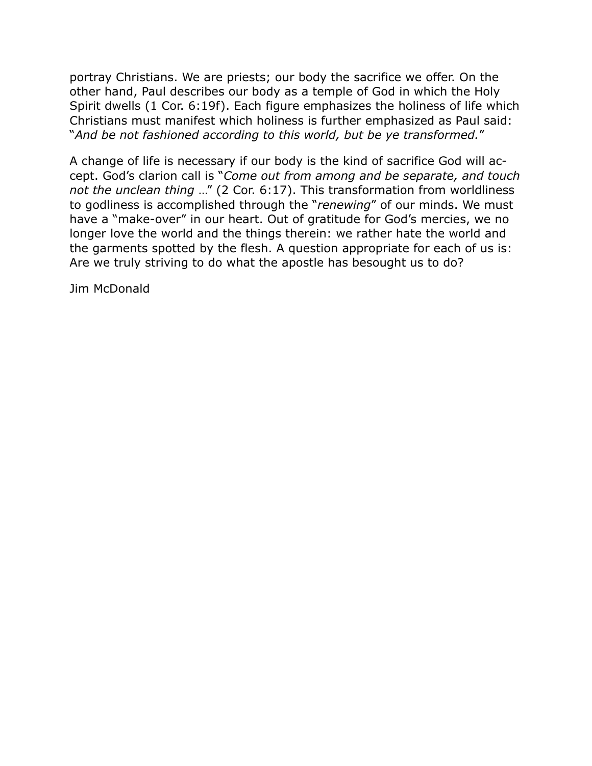portray Christians. We are priests; our body the sacrifice we offer. On the other hand, Paul describes our body as a temple of God in which the Holy Spirit dwells (1 Cor. 6:19f). Each figure emphasizes the holiness of life which Christians must manifest which holiness is further emphasized as Paul said: "*And be not fashioned according to this world, but be ye transformed.*"

A change of life is necessary if our body is the kind of sacrifice God will accept. God's clarion call is "*Come out from among and be separate, and touch not the unclean thing* …" (2 Cor. 6:17). This transformation from worldliness to godliness is accomplished through the "*renewing*" of our minds. We must have a "make-over" in our heart. Out of gratitude for God's mercies, we no longer love the world and the things therein: we rather hate the world and the garments spotted by the flesh. A question appropriate for each of us is: Are we truly striving to do what the apostle has besought us to do?

Jim McDonald